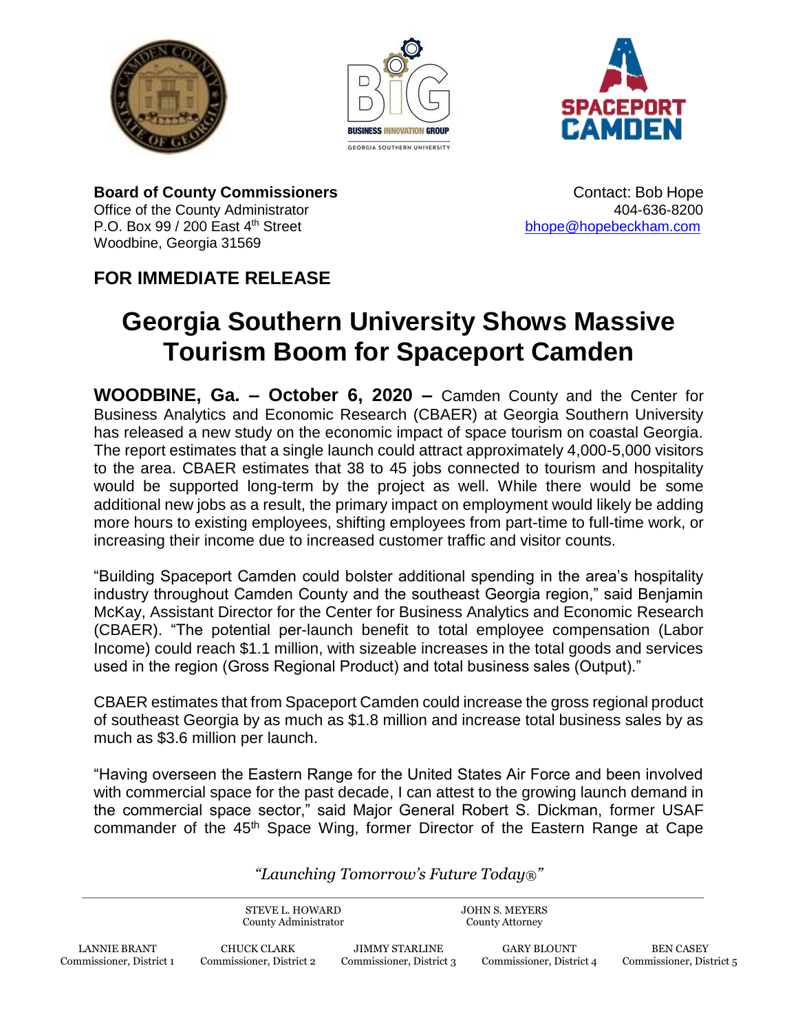**Board of County Commissioners**
Office of the County Administrator
P.O. Box 99 / 200 East 4th Street
Woodbine, Georgia 31569

Contact: Bob Hope
404-636-8200
bhope@hopebeckham.com

## FOR IMMEDIATE RELEASE

# Georgia Southern University Shows Massive Tourism Boom for Spaceport Camden

**WOODBINE, Ga. – October 6, 2020 –** Camden County and the Center for Business Analytics and Economic Research (CBAER) at Georgia Southern University has released a new study on the economic impact of space tourism on coastal Georgia. The report estimates that a single launch could attract approximately 4,000-5,000 visitors to the area. CBAER estimates that 38 to 45 jobs connected to tourism and hospitality would be supported long-term by the project as well. While there would be some additional new jobs as a result, the primary impact on employment would likely be adding more hours to existing employees, shifting employees from part-time to full-time work, or increasing their income due to increased customer traffic and visitor counts.

"Building Spaceport Camden could bolster additional spending in the area's hospitality industry throughout Camden County and the southeast Georgia region," said Benjamin McKay, Assistant Director for the Center for Business Analytics and Economic Research (CBAER). "The potential per-launch benefit to total employee compensation (Labor Income) could reach $1.1 million, with sizeable increases in the total goods and services used in the region (Gross Regional Product) and total business sales (Output)."

CBAER estimates that from Spaceport Camden could increase the gross regional product of southeast Georgia by as much as $1.8 million and increase total business sales by as much as $3.6 million per launch.

"Having overseen the Eastern Range for the United States Air Force and been involved with commercial space for the past decade, I can attest to the growing launch demand in the commercial space sector," said Major General Robert S. Dickman, former USAF commander of the 45th Space Wing, former Director of the Eastern Range at Cape

*"Launching Tomorrow's Future Today®"*

STEVE L. HOWARD, County Administrator | JOHN S. MEYERS, County Attorney

LANNIE BRANT, Commissioner, District 1 | CHUCK CLARK, Commissioner, District 2 | JIMMY STARLINE, Commissioner, District 3 | GARY BLOUNT, Commissioner, District 4 | BEN CASEY, Commissioner, District 5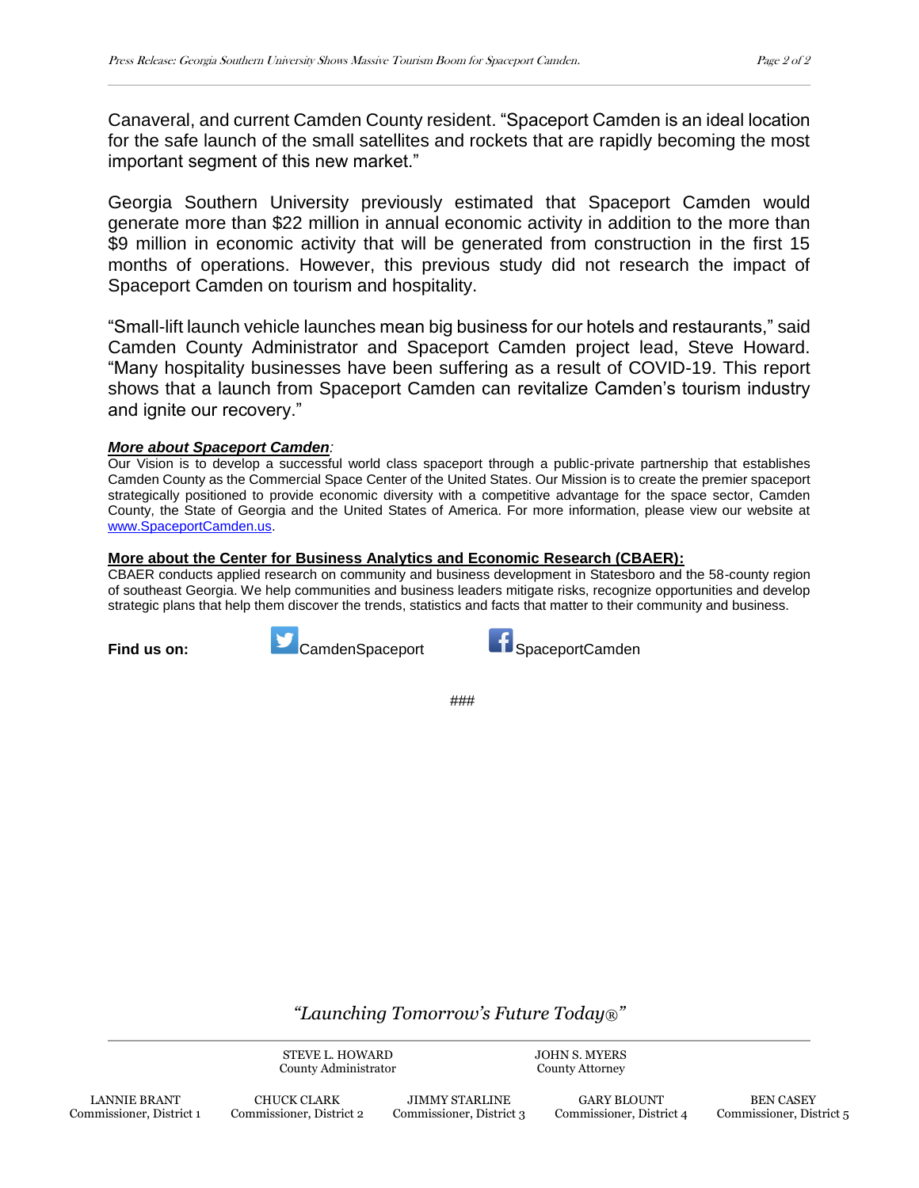Canaveral, and current Camden County resident. "Spaceport Camden is an ideal location for the safe launch of the small satellites and rockets that are rapidly becoming the most important segment of this new market."

Georgia Southern University previously estimated that Spaceport Camden would generate more than $22 million in annual economic activity in addition to the more than $9 million in economic activity that will be generated from construction in the first 15 months of operations. However, this previous study did not research the impact of Spaceport Camden on tourism and hospitality.

"Small-lift launch vehicle launches mean big business for our hotels and restaurants," said Camden County Administrator and Spaceport Camden project lead, Steve Howard. "Many hospitality businesses have been suffering as a result of COVID-19. This report shows that a launch from Spaceport Camden can revitalize Camden's tourism industry and ignite our recovery."

***More about Spaceport Camden**:*
Our Vision is to develop a successful world class spaceport through a public-private partnership that establishes Camden County as the Commercial Space Center of the United States. Our Mission is to create the premier spaceport strategically positioned to provide economic diversity with a competitive advantage for the space sector, Camden County, the State of Georgia and the United States of America. For more information, please view our website at www.SpaceportCamden.us.

**More about the Center for Business Analytics and Economic Research (CBAER):**
CBAER conducts applied research on community and business development in Statesboro and the 58-county region of southeast Georgia. We help communities and business leaders mitigate risks, recognize opportunities and develop strategic plans that help them discover the trends, statistics and facts that matter to their community and business.

**Find us on:** CamdenSpaceport SpaceportCamden

###

*"Launching Tomorrow's Future Today®"*

STEVE L. HOWARD
County Administrator

JOHN S. MYERS
County Attorney

LANNIE BRANT
Commissioner, District 1

CHUCK CLARK
Commissioner, District 2

JIMMY STARLINE
Commissioner, District 3

GARY BLOUNT
Commissioner, District 4

BEN CASEY
Commissioner, District 5